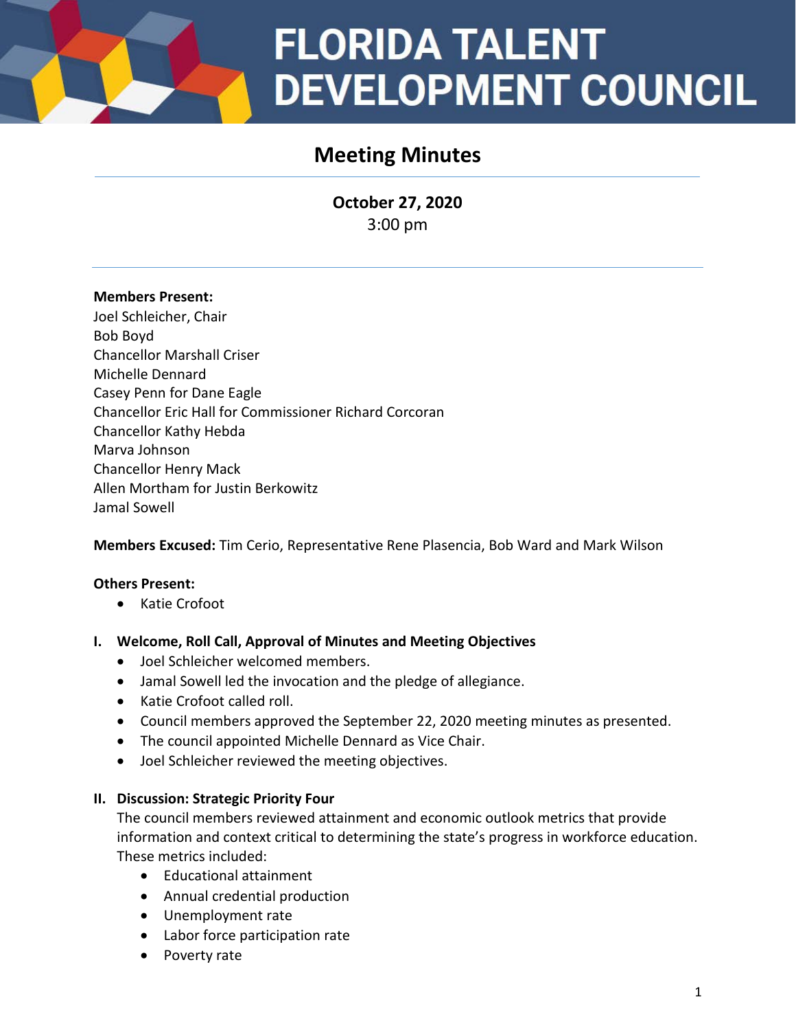# FLORIDA TALENT DEVELOPMENT COUNCIL

## Meeting Minutes

**October 27, 2020**
3:00 pm

**Members Present:**
Joel Schleicher, Chair
Bob Boyd
Chancellor Marshall Criser
Michelle Dennard
Casey Penn for Dane Eagle
Chancellor Eric Hall for Commissioner Richard Corcoran
Chancellor Kathy Hebda
Marva Johnson
Chancellor Henry Mack
Allen Mortham for Justin Berkowitz
Jamal Sowell

**Members Excused:** Tim Cerio, Representative Rene Plasencia, Bob Ward and Mark Wilson

**Others Present:**

- Katie Crofoot

### I. Welcome, Roll Call, Approval of Minutes and Meeting Objectives

- Joel Schleicher welcomed members.
- Jamal Sowell led the invocation and the pledge of allegiance.
- Katie Crofoot called roll.
- Council members approved the September 22, 2020 meeting minutes as presented.
- The council appointed Michelle Dennard as Vice Chair.
- Joel Schleicher reviewed the meeting objectives.

### II. Discussion: Strategic Priority Four

The council members reviewed attainment and economic outlook metrics that provide information and context critical to determining the state's progress in workforce education. These metrics included:

- Educational attainment
- Annual credential production
- Unemployment rate
- Labor force participation rate
- Poverty rate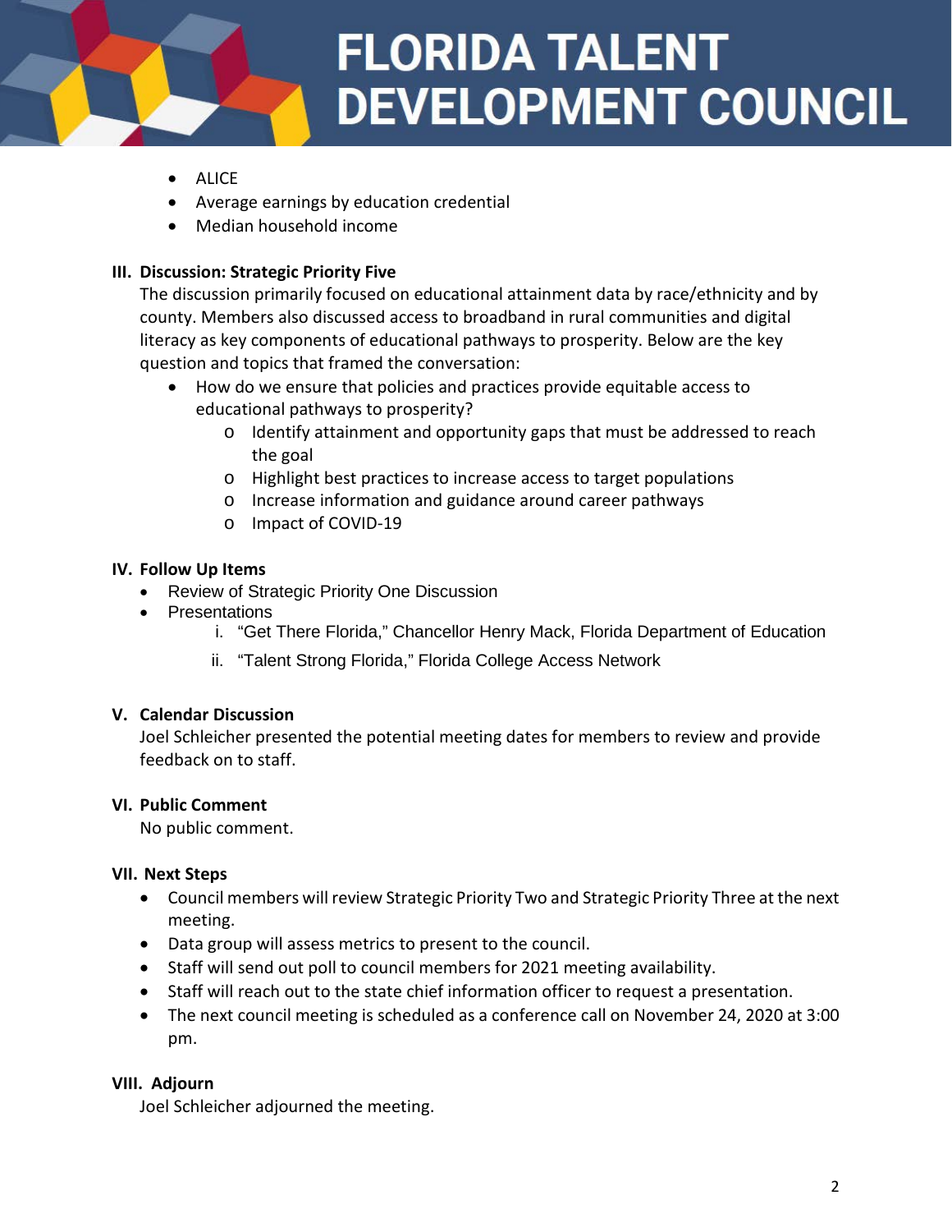- ALICE
- Average earnings by education credential
- Median household income

**III. Discussion: Strategic Priority Five**

The discussion primarily focused on educational attainment data by race/ethnicity and by county. Members also discussed access to broadband in rural communities and digital literacy as key components of educational pathways to prosperity. Below are the key question and topics that framed the conversation:

- How do we ensure that policies and practices provide equitable access to educational pathways to prosperity?
  - Identify attainment and opportunity gaps that must be addressed to reach the goal
  - Highlight best practices to increase access to target populations
  - Increase information and guidance around career pathways
  - Impact of COVID-19

**IV. Follow Up Items**

- Review of Strategic Priority One Discussion
- Presentations
  - i. "Get There Florida," Chancellor Henry Mack, Florida Department of Education
  - ii. "Talent Strong Florida," Florida College Access Network

**V. Calendar Discussion**

Joel Schleicher presented the potential meeting dates for members to review and provide feedback on to staff.

**VI. Public Comment**

No public comment.

**VII. Next Steps**

- Council members will review Strategic Priority Two and Strategic Priority Three at the next meeting.
- Data group will assess metrics to present to the council.
- Staff will send out poll to council members for 2021 meeting availability.
- Staff will reach out to the state chief information officer to request a presentation.
- The next council meeting is scheduled as a conference call on November 24, 2020 at 3:00 pm.

**VIII. Adjourn**

Joel Schleicher adjourned the meeting.